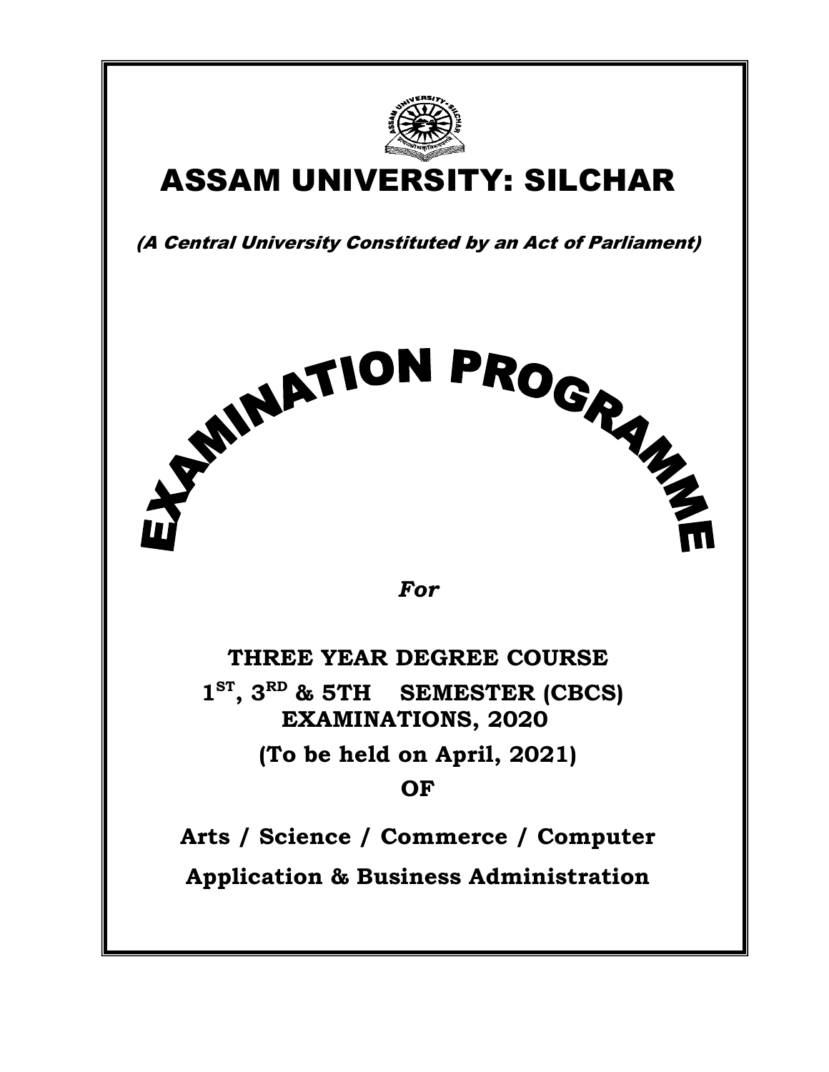# ASSAM UNIVERSITY: SILCHAR

*(A Central University Constituted by an Act of Parliament)*

# EXAMINATION PROGRAMME

*For*

**THREE YEAR DEGREE COURSE**

**1ST, 3RD & 5TH SEMESTER (CBCS) EXAMINATIONS, 2020**

**(To be held on April, 2021)**

**OF**

**Arts / Science / Commerce / Computer Application & Business Administration**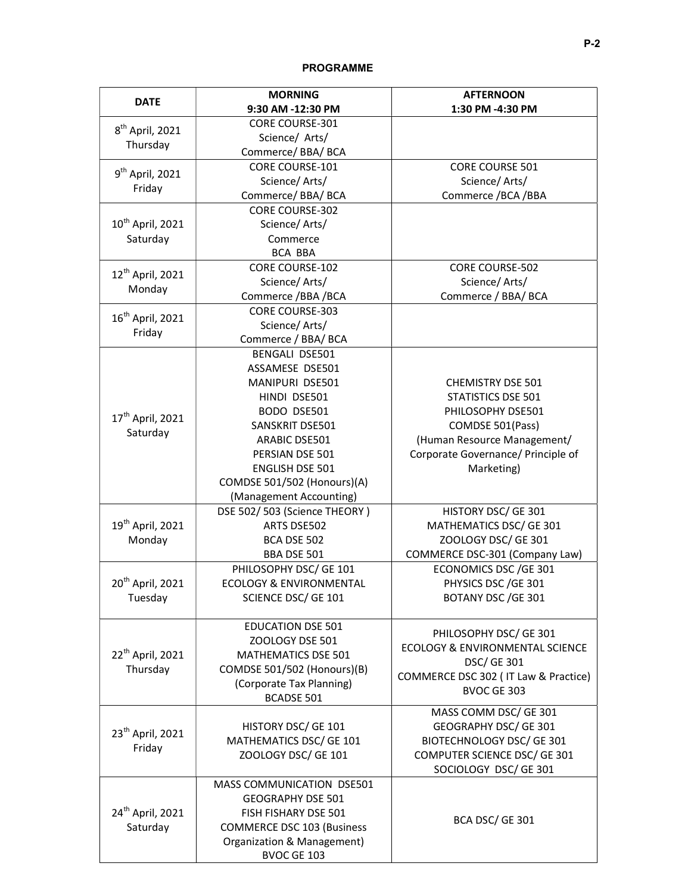**PROGRAMME**

| DATE | MORNING<br>9:30 AM -12:30 PM | AFTERNOON<br>1:30 PM -4:30 PM |
|---|---|---|
| 8th April, 2021<br>Thursday | CORE COURSE-301<br>Science/ Arts/<br>Commerce/ BBA/ BCA | |
| 9th April, 2021<br>Friday | CORE COURSE-101<br>Science/ Arts/<br>Commerce/ BBA/ BCA | CORE COURSE 501<br>Science/ Arts/<br>Commerce /BCA /BBA |
| 10th April, 2021<br>Saturday | CORE COURSE-302<br>Science/ Arts/<br>Commerce<br>BCA BBA | |
| 12th April, 2021<br>Monday | CORE COURSE-102<br>Science/ Arts/<br>Commerce /BBA /BCA | CORE COURSE-502<br>Science/ Arts/<br>Commerce / BBA/ BCA |
| 16th April, 2021<br>Friday | CORE COURSE-303<br>Science/ Arts/<br>Commerce / BBA/ BCA | |
| 17th April, 2021<br>Saturday | BENGALI DSE501<br>ASSAMESE DSE501<br>MANIPURI DSE501<br>HINDI DSE501<br>BODO DSE501<br>SANSKRIT DSE501<br>ARABIC DSE501<br>PERSIAN DSE 501<br>ENGLISH DSE 501<br>COMDSE 501/502 (Honours)(A)<br>(Management Accounting) | CHEMISTRY DSE 501<br>STATISTICS DSE 501<br>PHILOSOPHY DSE501<br>COMDSE 501(Pass)<br>(Human Resource Management/<br>Corporate Governance/ Principle of<br>Marketing) |
| 19th April, 2021<br>Monday | DSE 502/ 503 (Science THEORY )<br>ARTS DSE502<br>BCA DSE 502<br>BBA DSE 501 | HISTORY DSC/ GE 301<br>MATHEMATICS DSC/ GE 301<br>ZOOLOGY DSC/ GE 301<br>COMMERCE DSC-301 (Company Law) |
| 20th April, 2021<br>Tuesday | PHILOSOPHY DSC/ GE 101<br>ECOLOGY & ENVIRONMENTAL<br>SCIENCE DSC/ GE 101 | ECONOMICS DSC /GE 301<br>PHYSICS DSC /GE 301<br>BOTANY DSC /GE 301 |
| 22nd April, 2021<br>Thursday | EDUCATION DSE 501<br>ZOOLOGY DSE 501<br>MATHEMATICS DSE 501<br>COMDSE 501/502 (Honours)(B)<br>(Corporate Tax Planning)<br>BCADSE 501 | PHILOSOPHY DSC/ GE 301<br>ECOLOGY & ENVIRONMENTAL SCIENCE<br>DSC/ GE 301<br>COMMERCE DSC 302 ( IT Law & Practice)<br>BVOC GE 303 |
| 23th April, 2021<br>Friday | HISTORY DSC/ GE 101<br>MATHEMATICS DSC/ GE 101<br>ZOOLOGY DSC/ GE 101 | MASS COMM DSC/ GE 301<br>GEOGRAPHY DSC/ GE 301<br>BIOTECHNOLOGY DSC/ GE 301<br>COMPUTER SCIENCE DSC/ GE 301<br>SOCIOLOGY DSC/ GE 301 |
| 24th April, 2021<br>Saturday | MASS COMMUNICATION DSE501<br>GEOGRAPHY DSE 501<br>FISH FISHARY DSE 501<br>COMMERCE DSC 103 (Business<br>Organization & Management)<br>BVOC GE 103 | BCA DSC/ GE 301 |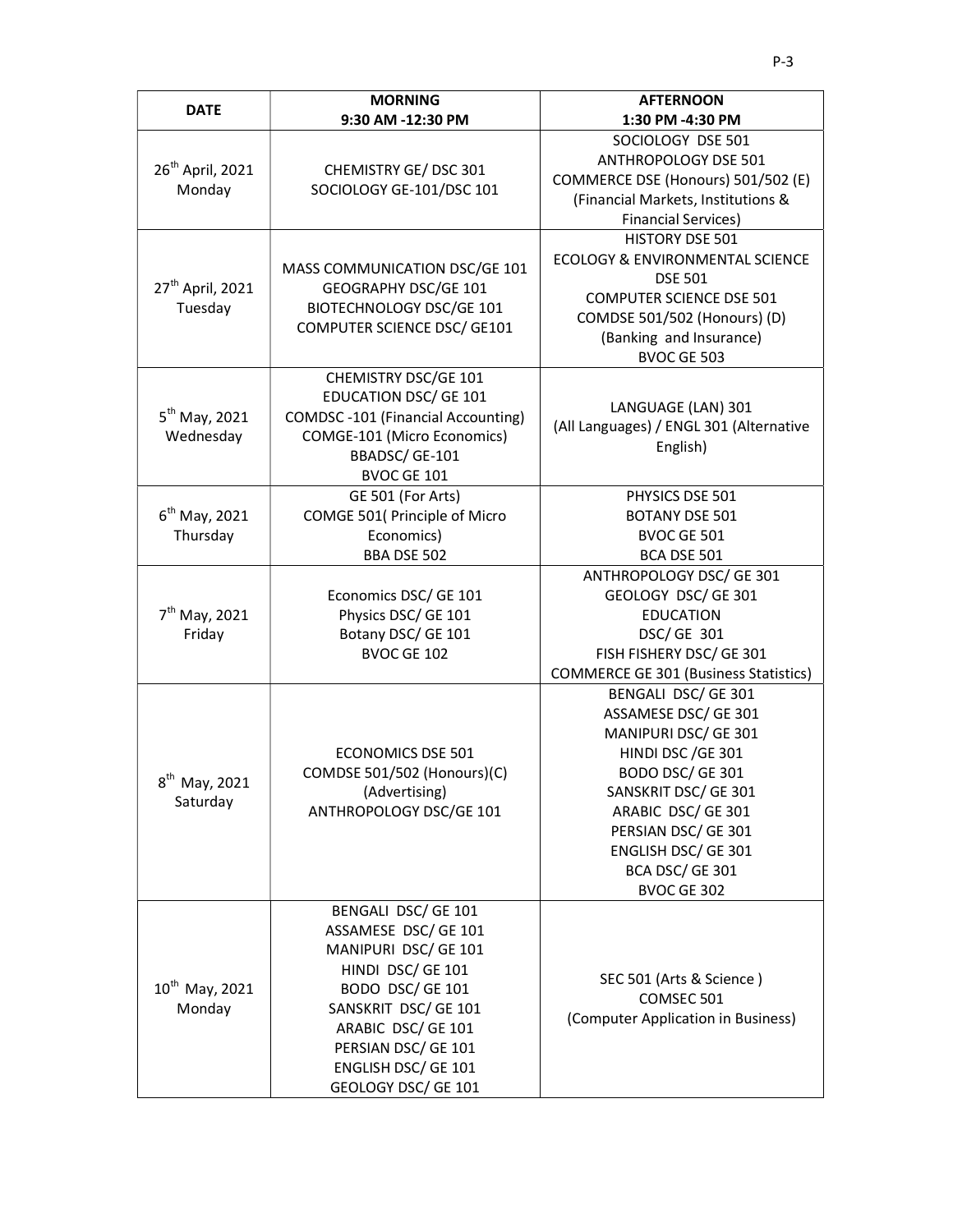| DATE | MORNING 9:30 AM -12:30 PM | AFTERNOON 1:30 PM -4:30 PM |
|---|---|---|
| 26th April, 2021 Monday | CHEMISTRY GE/ DSC 301<br>SOCIOLOGY GE-101/DSC 101 | SOCIOLOGY DSE 501<br>ANTHROPOLOGY DSE 501<br>COMMERCE DSE (Honours) 501/502 (E) (Financial Markets, Institutions & Financial Services) |
| 27th April, 2021 Tuesday | MASS COMMUNICATION DSC/GE 101<br>GEOGRAPHY DSC/GE 101<br>BIOTECHNOLOGY DSC/GE 101<br>COMPUTER SCIENCE DSC/ GE101 | HISTORY DSE 501<br>ECOLOGY & ENVIRONMENTAL SCIENCE DSE 501<br>COMPUTER SCIENCE DSE 501<br>COMDSE 501/502 (Honours) (D) (Banking and Insurance)<br>BVOC GE 503 |
| 5th May, 2021 Wednesday | CHEMISTRY DSC/GE 101<br>EDUCATION DSC/ GE 101<br>COMDSC -101 (Financial Accounting)<br>COMGE-101 (Micro Economics)<br>BBADSC/ GE-101<br>BVOC GE 101 | LANGUAGE (LAN) 301 (All Languages) / ENGL 301 (Alternative English) |
| 6th May, 2021 Thursday | GE 501 (For Arts)<br>COMGE 501( Principle of Micro Economics)<br>BBA DSE 502 | PHYSICS DSE 501<br>BOTANY DSE 501<br>BVOC GE 501<br>BCA DSE 501 |
| 7th May, 2021 Friday | Economics DSC/ GE 101<br>Physics DSC/ GE 101<br>Botany DSC/ GE 101<br>BVOC GE 102 | ANTHROPOLOGY DSC/ GE 301<br>GEOLOGY DSC/ GE 301<br>EDUCATION DSC/ GE 301<br>FISH FISHERY DSC/ GE 301<br>COMMERCE GE 301 (Business Statistics) |
| 8th May, 2021 Saturday | ECONOMICS DSE 501<br>COMDSE 501/502 (Honours)(C) (Advertising)<br>ANTHROPOLOGY DSC/GE 101 | BENGALI DSC/ GE 301<br>ASSAMESE DSC/ GE 301<br>MANIPURI DSC/ GE 301<br>HINDI DSC /GE 301<br>BODO DSC/ GE 301<br>SANSKRIT DSC/ GE 301<br>ARABIC DSC/ GE 301<br>PERSIAN DSC/ GE 301<br>ENGLISH DSC/ GE 301<br>BCA DSC/ GE 301<br>BVOC GE 302 |
| 10th May, 2021 Monday | BENGALI DSC/ GE 101<br>ASSAMESE DSC/ GE 101<br>MANIPURI DSC/ GE 101<br>HINDI DSC/ GE 101<br>BODO DSC/ GE 101<br>SANSKRIT DSC/ GE 101<br>ARABIC DSC/ GE 101<br>PERSIAN DSC/ GE 101<br>ENGLISH DSC/ GE 101<br>GEOLOGY DSC/ GE 101 | SEC 501 (Arts & Science )<br>COMSEC 501 (Computer Application in Business) |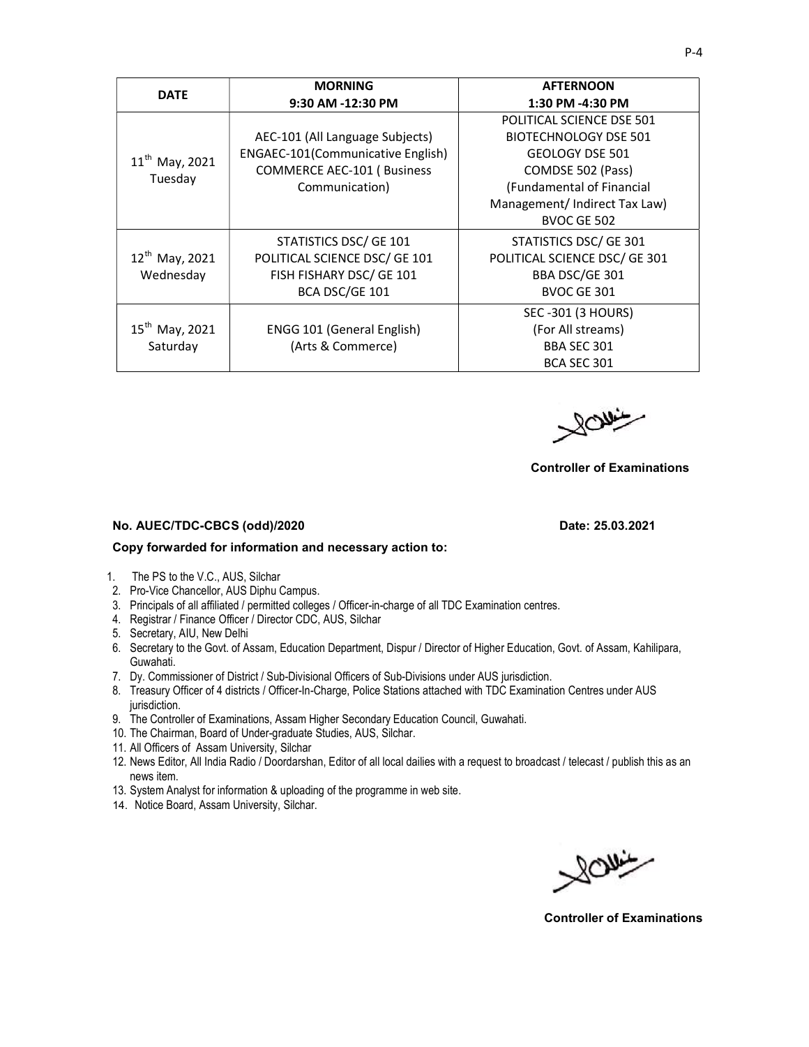| DATE | MORNING<br>9:30 AM -12:30 PM | AFTERNOON<br>1:30 PM -4:30 PM |
|---|---|---|
| 11th May, 2021<br>Tuesday | AEC-101 (All Language Subjects)<br>ENGAEC-101(Communicative English)<br>COMMERCE AEC-101 ( Business Communication) | POLITICAL SCIENCE DSE 501<br>BIOTECHNOLOGY DSE 501<br>GEOLOGY DSE 501<br>COMDSE 502 (Pass)<br>(Fundamental of Financial Management/ Indirect Tax Law)<br>BVOC GE 502 |
| 12th May, 2021<br>Wednesday | STATISTICS DSC/ GE 101<br>POLITICAL SCIENCE DSC/ GE 101<br>FISH FISHARY DSC/ GE 101<br>BCA DSC/GE 101 | STATISTICS DSC/ GE 301<br>POLITICAL SCIENCE DSC/ GE 301<br>BBA DSC/GE 301<br>BVOC GE 301 |
| 15th May, 2021<br>Saturday | ENGG 101 (General English)<br>(Arts & Commerce) | SEC -301 (3 HOURS)<br>(For All streams)<br>BBA SEC 301<br>BCA SEC 301 |

**Controller of Examinations**

**No. AUEC/TDC-CBCS (odd)/2020** **Date: 25.03.2021**

**Copy forwarded for information and necessary action to:**

1. The PS to the V.C., AUS, Silchar
2. Pro-Vice Chancellor, AUS Diphu Campus.
3. Principals of all affiliated / permitted colleges / Officer-in-charge of all TDC Examination centres.
4. Registrar / Finance Officer / Director CDC, AUS, Silchar
5. Secretary, AIU, New Delhi
6. Secretary to the Govt. of Assam, Education Department, Dispur / Director of Higher Education, Govt. of Assam, Kahilipara, Guwahati.
7. Dy. Commissioner of District / Sub-Divisional Officers of Sub-Divisions under AUS jurisdiction.
8. Treasury Officer of 4 districts / Officer-In-Charge, Police Stations attached with TDC Examination Centres under AUS jurisdiction.
9. The Controller of Examinations, Assam Higher Secondary Education Council, Guwahati.
10. The Chairman, Board of Under-graduate Studies, AUS, Silchar.
11. All Officers of Assam University, Silchar
12. News Editor, All India Radio / Doordarshan, Editor of all local dailies with a request to broadcast / telecast / publish this as an news item.
13. System Analyst for information & uploading of the programme in web site.
14. Notice Board, Assam University, Silchar.

**Controller of Examinations**